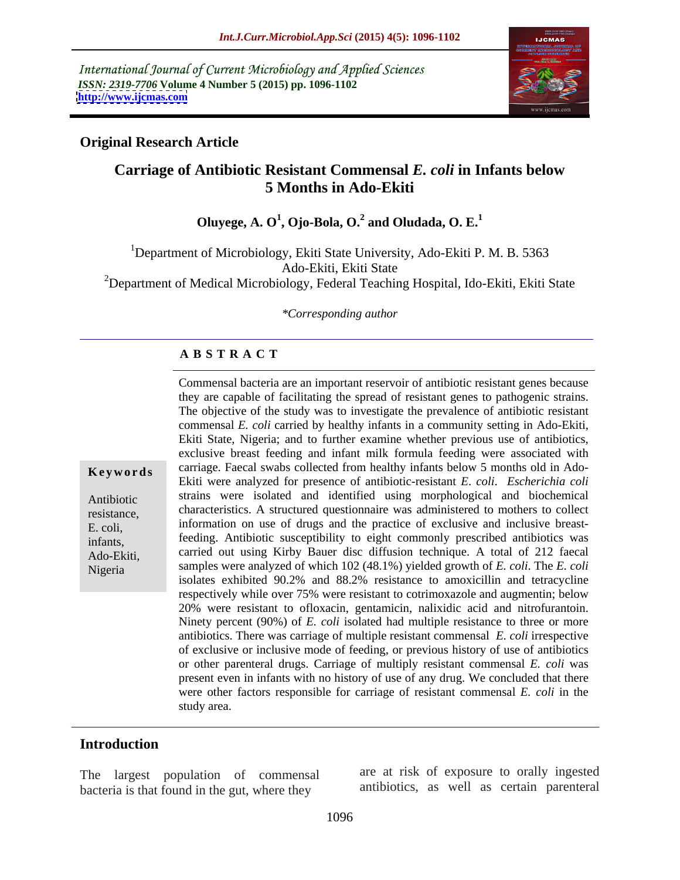International Journal of Current Microbiology and Applied Sciences
*ISSN: 2319-7706* **Volume 4 Number 5 (2015) pp. 1096-1102**
**http://www.ijcmas.com**

**Original Research Article**

# Carriage of Antibiotic Resistant Commensal *E. coli* in Infants below 5 Months in Ado-Ekiti

**Oluyege, A. O[1], Ojo-Bola, O.[2] and Oludada, O. E.[1]**

[1]Department of Microbiology, Ekiti State University, Ado-Ekiti P. M. B. 5363 Ado-Ekiti, Ekiti State
[2]Department of Medical Microbiology, Federal Teaching Hospital, Ido-Ekiti, Ekiti State

*\*Corresponding author*

## A B S T R A C T

**Keywords**

Antibiotic resistance, E. coli, infants, Ado-Ekiti, Nigeria

Commensal bacteria are an important reservoir of antibiotic resistant genes because they are capable of facilitating the spread of resistant genes to pathogenic strains. The objective of the study was to investigate the prevalence of antibiotic resistant commensal *E. coli* carried by healthy infants in a community setting in Ado-Ekiti, Ekiti State, Nigeria; and to further examine whether previous use of antibiotics, exclusive breast feeding and infant milk formula feeding were associated with carriage. Faecal swabs collected from healthy infants below 5 months old in Ado-Ekiti were analyzed for presence of antibiotic-resistant *E. coli*. *Escherichia coli* strains were isolated and identified using morphological and biochemical characteristics. A structured questionnaire was administered to mothers to collect information on use of drugs and the practice of exclusive and inclusive breast-feeding. Antibiotic susceptibility to eight commonly prescribed antibiotics was carried out using Kirby Bauer disc diffusion technique. A total of 212 faecal samples were analyzed of which 102 (48.1%) yielded growth of *E. coli*. The *E. coli* isolates exhibited 90.2% and 88.2% resistance to amoxicillin and tetracycline respectively while over 75% were resistant to cotrimoxazole and augmentin; below 20% were resistant to ofloxacin, gentamicin, nalixidic acid and nitrofurantoin. Ninety percent (90%) of *E. coli* isolated had multiple resistance to three or more antibiotics. There was carriage of multiple resistant commensal *E. coli* irrespective of exclusive or inclusive mode of feeding, or previous history of use of antibiotics or other parenteral drugs. Carriage of multiply resistant commensal *E. coli* was present even in infants with no history of use of any drug. We concluded that there were other factors responsible for carriage of resistant commensal *E. coli* in the study area.

## Introduction

The largest population of commensal bacteria is that found in the gut, where they are at risk of exposure to orally ingested antibiotics, as well as certain parenteral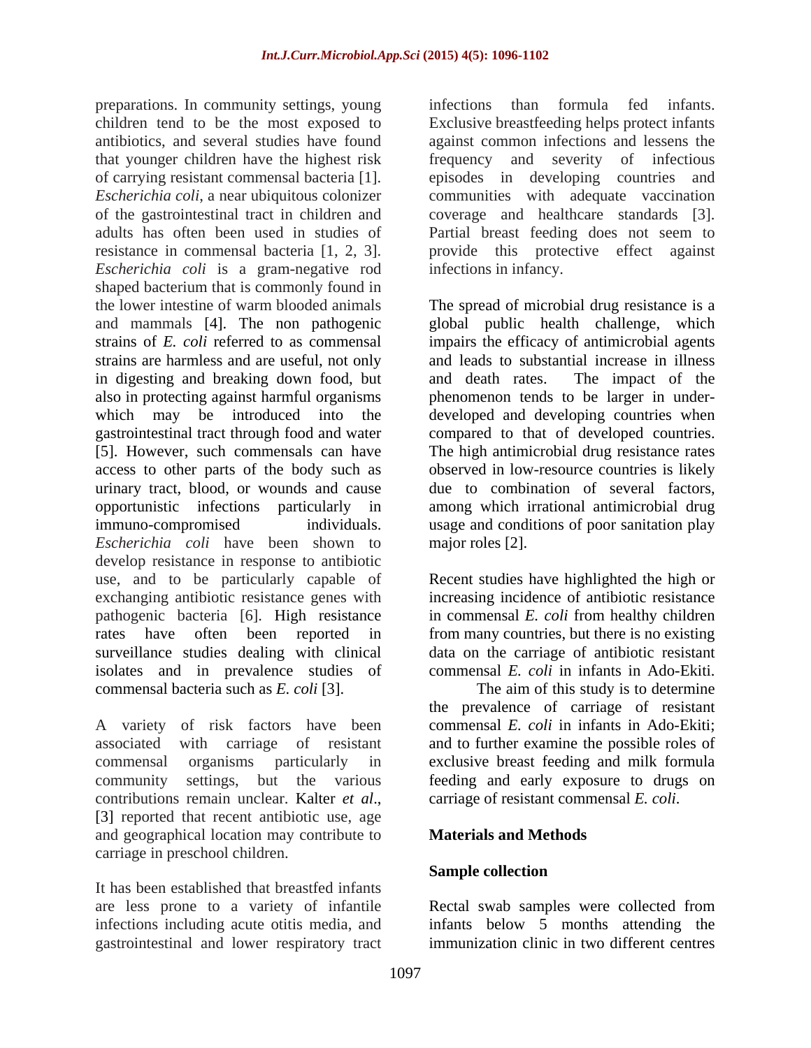preparations. In community settings, young children tend to be the most exposed to antibiotics, and several studies have found that younger children have the highest risk of carrying resistant commensal bacteria [1]. *Escherichia coli*, a near ubiquitous colonizer of the gastrointestinal tract in children and adults has often been used in studies of resistance in commensal bacteria [1, 2, 3]. *Escherichia coli* is a gram-negative rod shaped bacterium that is commonly found in the lower intestine of warm blooded animals and mammals [4]. The non pathogenic strains of *E. coli* referred to as commensal strains are harmless and are useful, not only in digesting and breaking down food, but also in protecting against harmful organisms which may be introduced into the gastrointestinal tract through food and water [5]. However, such commensals can have access to other parts of the body such as urinary tract, blood, or wounds and cause opportunistic infections particularly in immuno-compromised individuals. *Escherichia coli* have been shown to develop resistance in response to antibiotic use, and to be particularly capable of exchanging antibiotic resistance genes with pathogenic bacteria [6]. High resistance rates have often been reported in surveillance studies dealing with clinical isolates and in prevalence studies of commensal bacteria such as *E. coli* [3].

A variety of risk factors have been associated with carriage of resistant commensal organisms particularly in community settings, but the various contributions remain unclear. Kalter *et al*., [3] reported that recent antibiotic use, age and geographical location may contribute to carriage in preschool children.

It has been established that breastfed infants are less prone to a variety of infantile infections including acute otitis media, and gastrointestinal and lower respiratory tract infections than formula fed infants. Exclusive breastfeeding helps protect infants against common infections and lessens the frequency and severity of infectious episodes in developing countries and communities with adequate vaccination coverage and healthcare standards [3]. Partial breast feeding does not seem to provide this protective effect against infections in infancy.

The spread of microbial drug resistance is a global public health challenge, which impairs the efficacy of antimicrobial agents and leads to substantial increase in illness and death rates. The impact of the phenomenon tends to be larger in under-developed and developing countries when compared to that of developed countries. The high antimicrobial drug resistance rates observed in low-resource countries is likely due to combination of several factors, among which irrational antimicrobial drug usage and conditions of poor sanitation play major roles [2].

Recent studies have highlighted the high or increasing incidence of antibiotic resistance in commensal *E. coli* from healthy children from many countries, but there is no existing data on the carriage of antibiotic resistant commensal *E. coli* in infants in Ado-Ekiti. The aim of this study is to determine the prevalence of carriage of resistant commensal *E. coli* in infants in Ado-Ekiti; and to further examine the possible roles of exclusive breast feeding and milk formula feeding and early exposure to drugs on carriage of resistant commensal *E. coli*.

## Materials and Methods

### Sample collection

Rectal swab samples were collected from infants below 5 months attending the immunization clinic in two different centres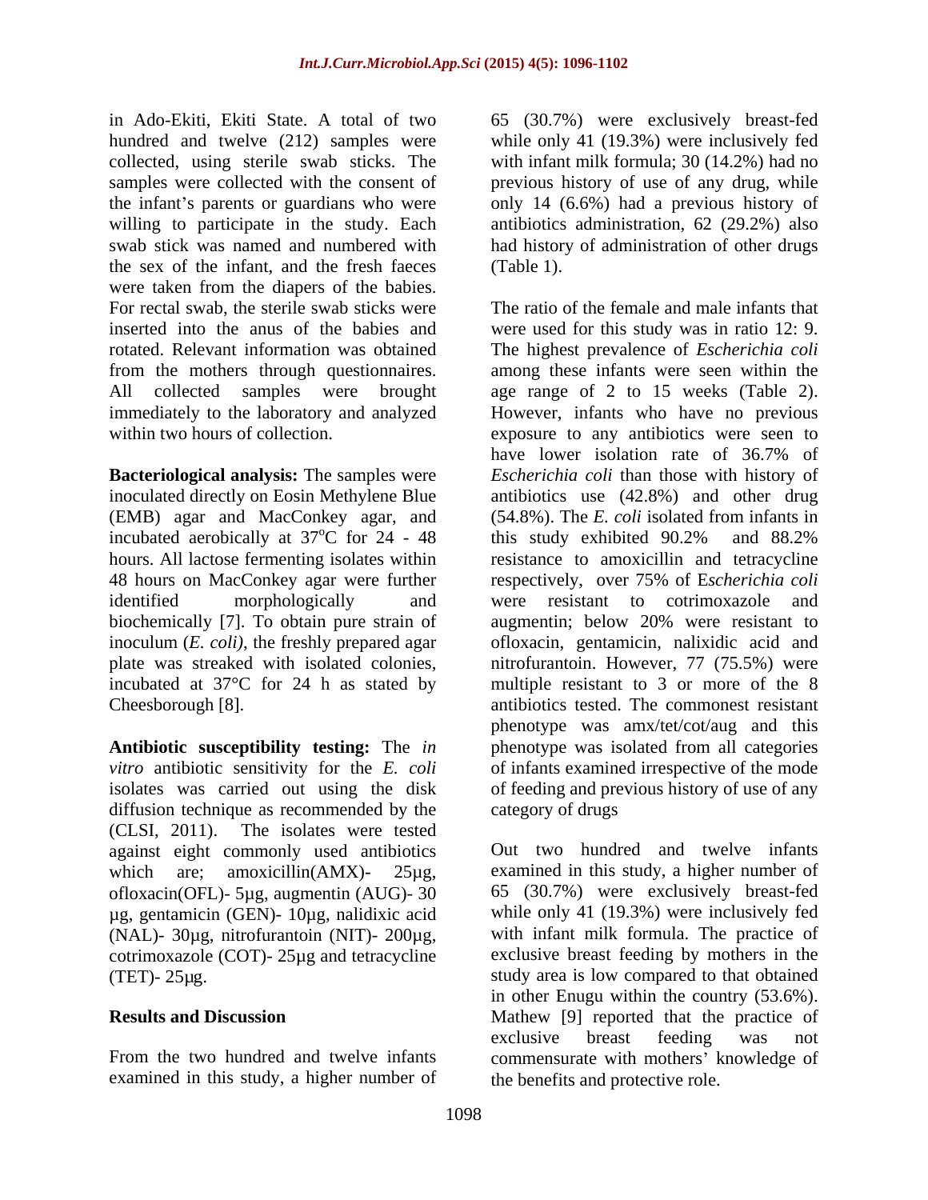in Ado-Ekiti, Ekiti State. A total of two hundred and twelve (212) samples were collected, using sterile swab sticks. The samples were collected with the consent of the infant's parents or guardians who were willing to participate in the study. Each swab stick was named and numbered with the sex of the infant, and the fresh faeces were taken from the diapers of the babies. For rectal swab, the sterile swab sticks were inserted into the anus of the babies and rotated. Relevant information was obtained from the mothers through questionnaires. All collected samples were brought immediately to the laboratory and analyzed within two hours of collection.

**Bacteriological analysis:** The samples were inoculated directly on Eosin Methylene Blue (EMB) agar and MacConkey agar, and incubated aerobically at 37$^{o}$C for 24 - 48 hours. All lactose fermenting isolates within 48 hours on MacConkey agar were further identified morphologically and biochemically [7]. To obtain pure strain of inoculum (*E. coli)*, the freshly prepared agar plate was streaked with isolated colonies, incubated at 37°C for 24 h as stated by Cheesborough [8].

**Antibiotic susceptibility testing:** The *in vitro* antibiotic sensitivity for the *E. coli* isolates was carried out using the disk diffusion technique as recommended by the (CLSI, 2011). The isolates were tested against eight commonly used antibiotics which are; amoxicillin(AMX)- 25µg, ofloxacin(OFL)- 5µg, augmentin (AUG)- 30 µg, gentamicin (GEN)- 10µg, nalidixic acid (NAL)- 30µg, nitrofurantoin (NIT)- 200µg, cotrimoxazole (COT)- 25µg and tetracycline (TET)- 25µg.

## Results and Discussion

From the two hundred and twelve infants examined in this study, a higher number of 65 (30.7%) were exclusively breast-fed while only 41 (19.3%) were inclusively fed with infant milk formula; 30 (14.2%) had no previous history of use of any drug, while only 14 (6.6%) had a previous history of antibiotics administration, 62 (29.2%) also had history of administration of other drugs (Table 1).

The ratio of the female and male infants that were used for this study was in ratio 12: 9. The highest prevalence of *Escherichia coli* among these infants were seen within the age range of 2 to 15 weeks (Table 2). However, infants who have no previous exposure to any antibiotics were seen to have lower isolation rate of 36.7% of *Escherichia coli* than those with history of antibiotics use (42.8%) and other drug (54.8%). The *E. coli* isolated from infants in this study exhibited 90.2% and 88.2% resistance to amoxicillin and tetracycline respectively, over 75% of E*scherichia coli* were resistant to cotrimoxazole and augmentin; below 20% were resistant to ofloxacin, gentamicin, nalixidic acid and nitrofurantoin. However, 77 (75.5%) were multiple resistant to 3 or more of the 8 antibiotics tested. The commonest resistant phenotype was amx/tet/cot/aug and this phenotype was isolated from all categories of infants examined irrespective of the mode of feeding and previous history of use of any category of drugs

Out two hundred and twelve infants examined in this study, a higher number of 65 (30.7%) were exclusively breast-fed while only 41 (19.3%) were inclusively fed with infant milk formula. The practice of exclusive breast feeding by mothers in the study area is low compared to that obtained in other Enugu within the country (53.6%). Mathew [9] reported that the practice of exclusive breast feeding was not commensurate with mothers' knowledge of the benefits and protective role.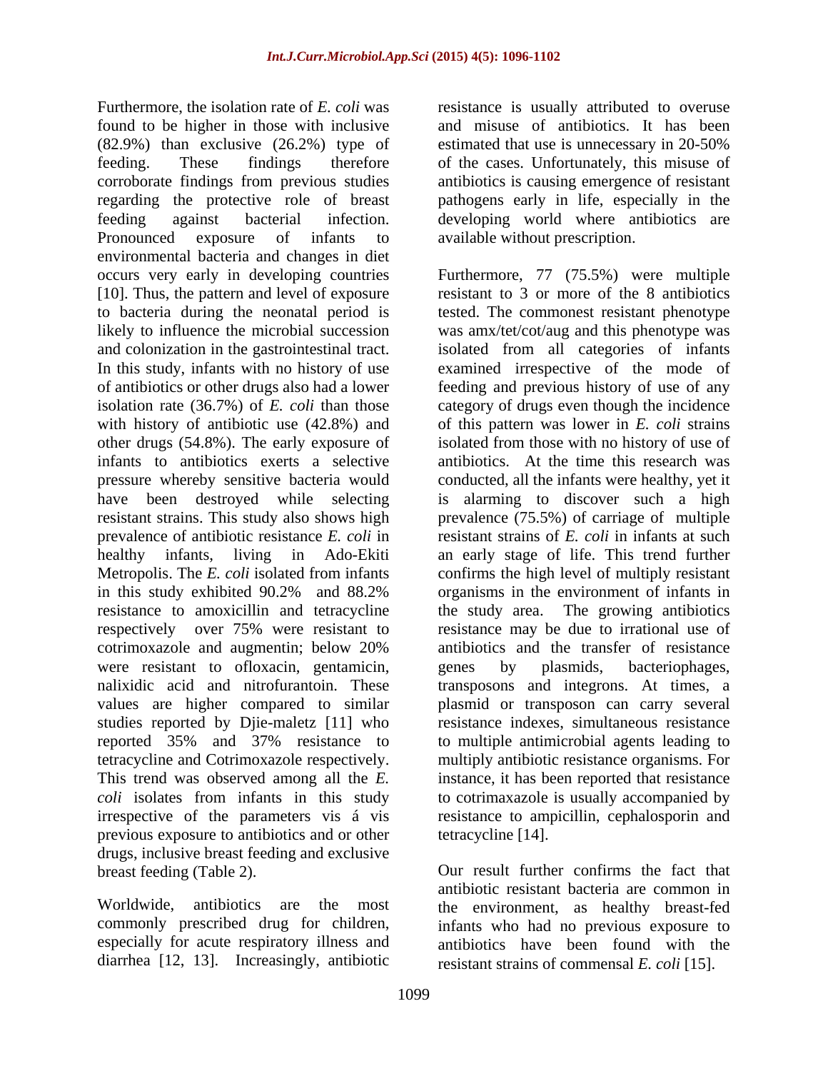Furthermore, the isolation rate of *E. coli* was found to be higher in those with inclusive (82.9%) than exclusive (26.2%) type of feeding. These findings therefore corroborate findings from previous studies regarding the protective role of breast feeding against bacterial infection. Pronounced exposure of infants to environmental bacteria and changes in diet occurs very early in developing countries [10]. Thus, the pattern and level of exposure to bacteria during the neonatal period is likely to influence the microbial succession and colonization in the gastrointestinal tract. In this study, infants with no history of use of antibiotics or other drugs also had a lower isolation rate (36.7%) of *E. coli* than those with history of antibiotic use (42.8%) and other drugs (54.8%). The early exposure of infants to antibiotics exerts a selective pressure whereby sensitive bacteria would have been destroyed while selecting resistant strains. This study also shows high prevalence of antibiotic resistance *E. coli* in healthy infants, living in Ado-Ekiti Metropolis. The *E. coli* isolated from infants in this study exhibited 90.2% and 88.2% resistance to amoxicillin and tetracycline respectively over 75% were resistant to cotrimoxazole and augmentin; below 20% were resistant to ofloxacin, gentamicin, nalixidic acid and nitrofurantoin. These values are higher compared to similar studies reported by Djie-maletz [11] who reported 35% and 37% resistance to tetracycline and Cotrimoxazole respectively. This trend was observed among all the *E. coli* isolates from infants in this study irrespective of the parameters vis á vis previous exposure to antibiotics and or other drugs, inclusive breast feeding and exclusive breast feeding (Table 2).

Worldwide, antibiotics are the most commonly prescribed drug for children, especially for acute respiratory illness and diarrhea [12, 13]. Increasingly, antibiotic resistance is usually attributed to overuse and misuse of antibiotics. It has been estimated that use is unnecessary in 20-50% of the cases. Unfortunately, this misuse of antibiotics is causing emergence of resistant pathogens early in life, especially in the developing world where antibiotics are available without prescription.

Furthermore, 77 (75.5%) were multiple resistant to 3 or more of the 8 antibiotics tested. The commonest resistant phenotype was amx/tet/cot/aug and this phenotype was isolated from all categories of infants examined irrespective of the mode of feeding and previous history of use of any category of drugs even though the incidence of this pattern was lower in *E. coli* strains isolated from those with no history of use of antibiotics. At the time this research was conducted, all the infants were healthy, yet it is alarming to discover such a high prevalence (75.5%) of carriage of multiple resistant strains of *E. coli* in infants at such an early stage of life. This trend further confirms the high level of multiply resistant organisms in the environment of infants in the study area. The growing antibiotics resistance may be due to irrational use of antibiotics and the transfer of resistance genes by plasmids, bacteriophages, transposons and integrons. At times, a plasmid or transposon can carry several resistance indexes, simultaneous resistance to multiple antimicrobial agents leading to multiply antibiotic resistance organisms. For instance, it has been reported that resistance to cotrimaxazole is usually accompanied by resistance to ampicillin, cephalosporin and tetracycline [14].

Our result further confirms the fact that antibiotic resistant bacteria are common in the environment, as healthy breast-fed infants who had no previous exposure to antibiotics have been found with the resistant strains of commensal *E. coli* [15].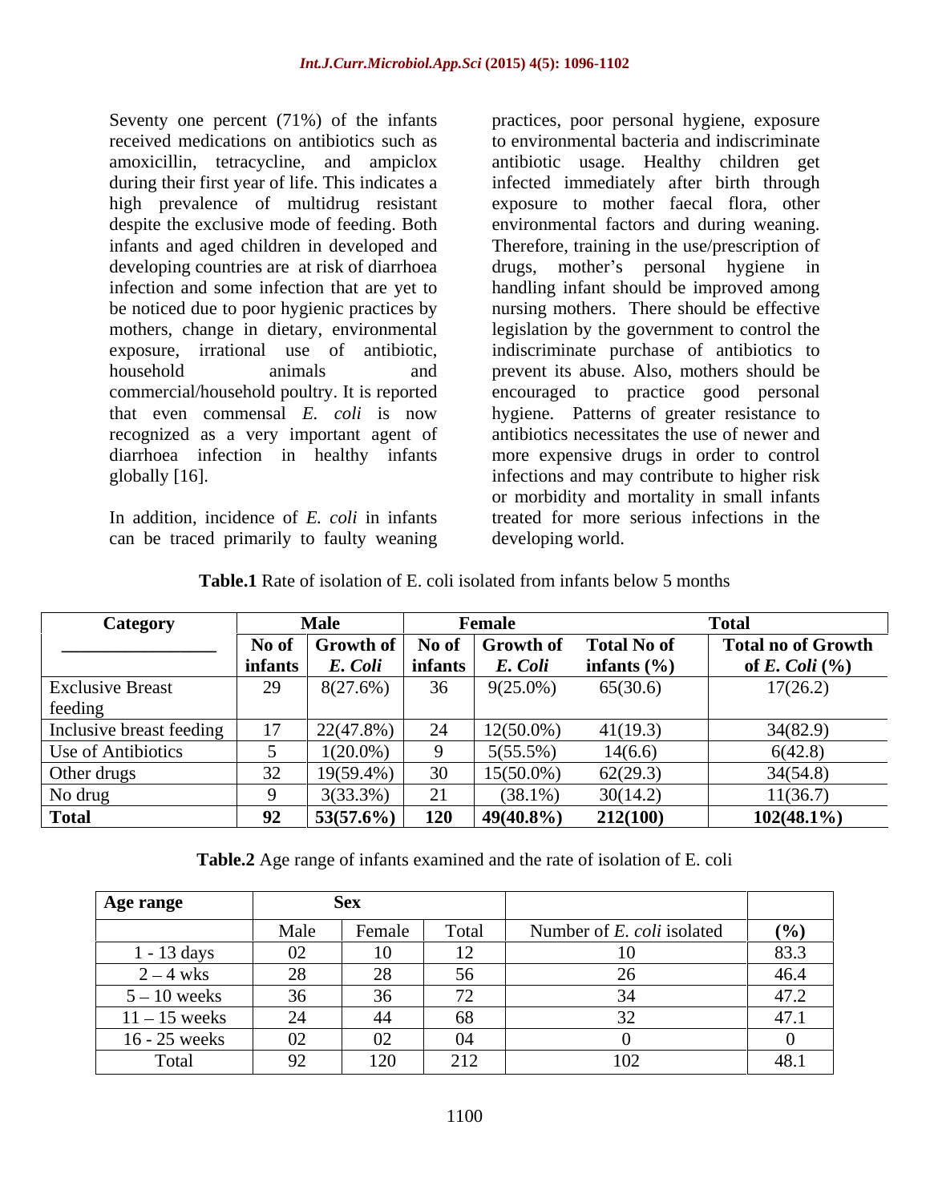Seventy one percent (71%) of the infants received medications on antibiotics such as amoxicillin, tetracycline, and ampiclox during their first year of life. This indicates a high prevalence of multidrug resistant despite the exclusive mode of feeding. Both infants and aged children in developed and developing countries are at risk of diarrhoea infection and some infection that are yet to be noticed due to poor hygienic practices by mothers, change in dietary, environmental exposure, irrational use of antibiotic, household animals and commercial/household poultry. It is reported that even commensal *E. coli* is now recognized as a very important agent of diarrhoea infection in healthy infants globally [16].

In addition, incidence of *E. coli* in infants can be traced primarily to faulty weaning practices, poor personal hygiene, exposure to environmental bacteria and indiscriminate antibiotic usage. Healthy children get infected immediately after birth through exposure to mother faecal flora, other environmental factors and during weaning. Therefore, training in the use/prescription of drugs, mother's personal hygiene in handling infant should be improved among nursing mothers. There should be effective legislation by the government to control the indiscriminate purchase of antibiotics to prevent its abuse. Also, mothers should be encouraged to practice good personal hygiene. Patterns of greater resistance to antibiotics necessitates the use of newer and more expensive drugs in order to control infections and may contribute to higher risk or morbidity and mortality in small infants treated for more serious infections in the developing world.

**Table.1** Rate of isolation of E. coli isolated from infants below 5 months

| Category | Male | | Female | | Total | |
|---|---|---|---|---|---|---|
| | **No of infants** | **Growth of *E. Coli*** | **No of infants** | **Growth of *E. Coli*** | **Total No of infants (%)** | **Total no of Growth of *E. Coli* (%)** |
| Exclusive Breast feeding | 29 | 8(27.6%) | 36 | 9(25.0%) | 65(30.6) | 17(26.2) |
| Inclusive breast feeding | 17 | 22(47.8%) | 24 | 12(50.0%) | 41(19.3) | 34(82.9) |
| Use of Antibiotics | 5 | 1(20.0%) | 9 | 5(55.5%) | 14(6.6) | 6(42.8) |
| Other drugs | 32 | 19(59.4%) | 30 | 15(50.0%) | 62(29.3) | 34(54.8) |
| No drug | 9 | 3(33.3%) | 21 | (38.1%) | 30(14.2) | 11(36.7) |
| **Total** | **92** | **53(57.6%)** | **120** | **49(40.8%)** | **212(100)** | **102(48.1%)** |

**Table.2** Age range of infants examined and the rate of isolation of E. coli

| Age range | Sex | | | | |
|---|---|---|---|---|---|
| | Male | Female | Total | Number of *E. coli* isolated | **(%)** |
| 1 - 13 days | 02 | 10 | 12 | 10 | 83.3 |
| 2 – 4 wks | 28 | 28 | 56 | 26 | 46.4 |
| 5 – 10 weeks | 36 | 36 | 72 | 34 | 47.2 |
| 11 – 15 weeks | 24 | 44 | 68 | 32 | 47.1 |
| 16 - 25 weeks | 02 | 02 | 04 | 0 | 0 |
| Total | 92 | 120 | 212 | 102 | 48.1 |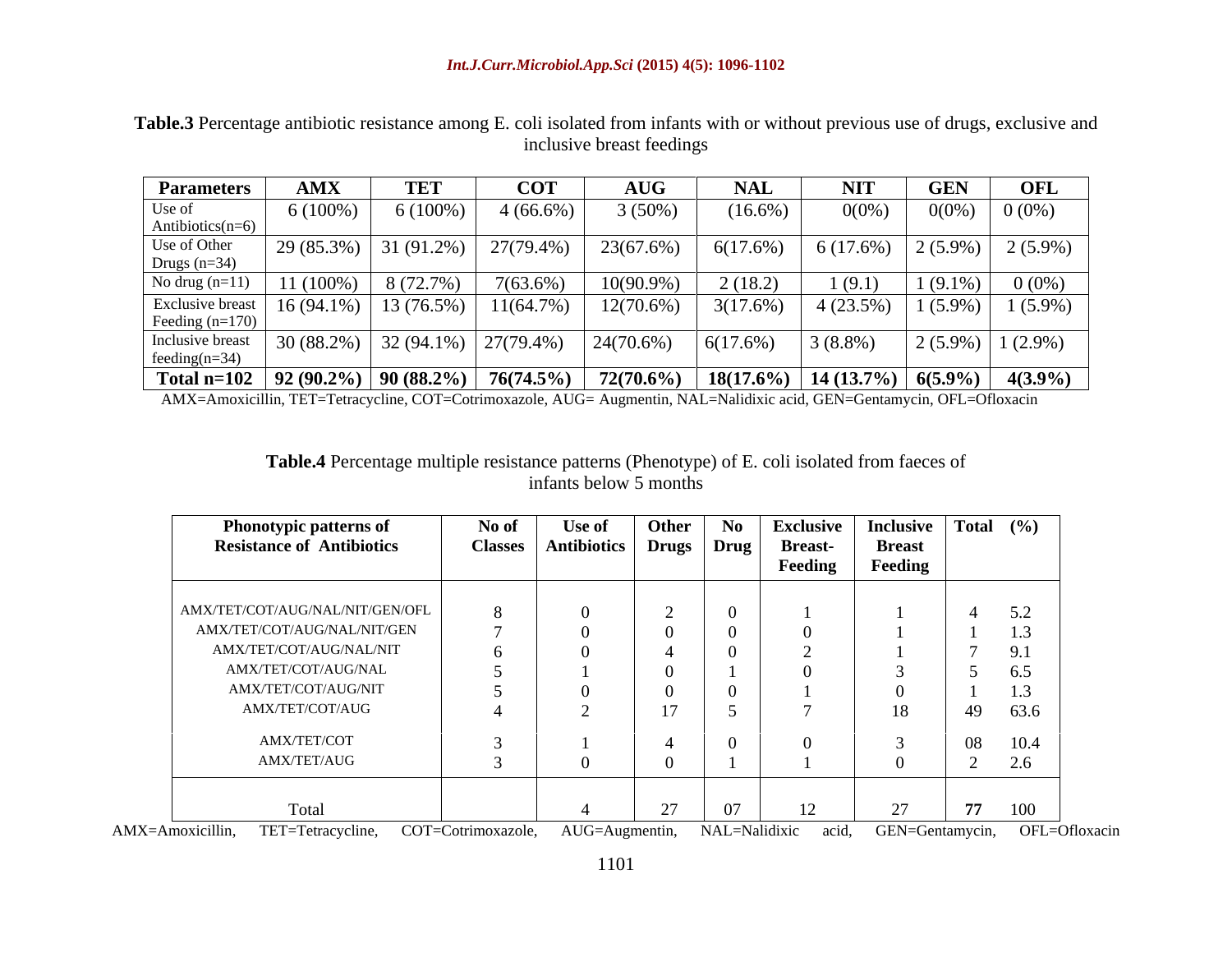**Table.3** Percentage antibiotic resistance among E. coli isolated from infants with or without previous use of drugs, exclusive and inclusive breast feedings

| Parameters | AMX | TET | COT | AUG | NAL | NIT | GEN | OFL |
|---|---|---|---|---|---|---|---|---|
| Use of Antibiotics(n=6) | 6 (100%) | 6 (100%) | 4 (66.6%) | 3 (50%) | (16.6%) | 0(0%) | 0(0%) | 0 (0%) |
| Use of Other Drugs (n=34) | 29 (85.3%) | 31 (91.2%) | 27(79.4%) | 23(67.6%) | 6(17.6%) | 6 (17.6%) | 2 (5.9%) | 2 (5.9%) |
| No drug (n=11) | 11 (100%) | 8 (72.7%) | 7(63.6%) | 10(90.9%) | 2 (18.2) | 1 (9.1) | 1 (9.1%) | 0 (0%) |
| Exclusive breast Feeding (n=170) | 16 (94.1%) | 13 (76.5%) | 11(64.7%) | 12(70.6%) | 3(17.6%) | 4 (23.5%) | 1 (5.9%) | 1 (5.9%) |
| Inclusive breast feeding(n=34) | 30 (88.2%) | 32 (94.1%) | 27(79.4%) | 24(70.6%) | 6(17.6%) | 3 (8.8%) | 2 (5.9%) | 1 (2.9%) |
| **Total n=102** | **92 (90.2%)** | **90 (88.2%)** | **76(74.5%)** | **72(70.6%)** | **18(17.6%)** | **14 (13.7%)** | **6(5.9%)** | **4(3.9%)** |

AMX=Amoxicillin, TET=Tetracycline, COT=Cotrimoxazole, AUG= Augmentin, NAL=Nalidixic acid, GEN=Gentamycin, OFL=Ofloxacin

**Table.4** Percentage multiple resistance patterns (Phenotype) of E. coli isolated from faeces of infants below 5 months

| Phonotypic patterns of Resistance of Antibiotics | No of Classes | Use of Antibiotics | Other Drugs | No Drug | Exclusive Breast-Feeding | Inclusive Breast Feeding | Total | (%) |
|---|---|---|---|---|---|---|---|---|
| AMX/TET/COT/AUG/NAL/NIT/GEN/OFL | 8 | 0 | 2 | 0 | 1 | 1 | 4 | 5.2 |
| AMX/TET/COT/AUG/NAL/NIT/GEN | 7 | 0 | 0 | 0 | 0 | 1 | 1 | 1.3 |
| AMX/TET/COT/AUG/NAL/NIT | 6 | 0 | 4 | 0 | 2 | 1 | 7 | 9.1 |
| AMX/TET/COT/AUG/NAL | 5 | 1 | 0 | 1 | 0 | 3 | 5 | 6.5 |
| AMX/TET/COT/AUG/NIT | 5 | 0 | 0 | 0 | 1 | 0 | 1 | 1.3 |
| AMX/TET/COT/AUG | 4 | 2 | 17 | 5 | 7 | 18 | 49 | 63.6 |
| AMX/TET/COT | 3 | 1 | 4 | 0 | 0 | 3 | 08 | 10.4 |
| AMX/TET/AUG | 3 | 0 | 0 | 1 | 1 | 0 | 2 | 2.6 |
| Total | | 4 | 27 | 07 | 12 | 27 | **77** | 100 |

AMX=Amoxicillin, TET=Tetracycline, COT=Cotrimoxazole, AUG=Augmentin, NAL=Nalidixic acid, GEN=Gentamycin, OFL=Ofloxacin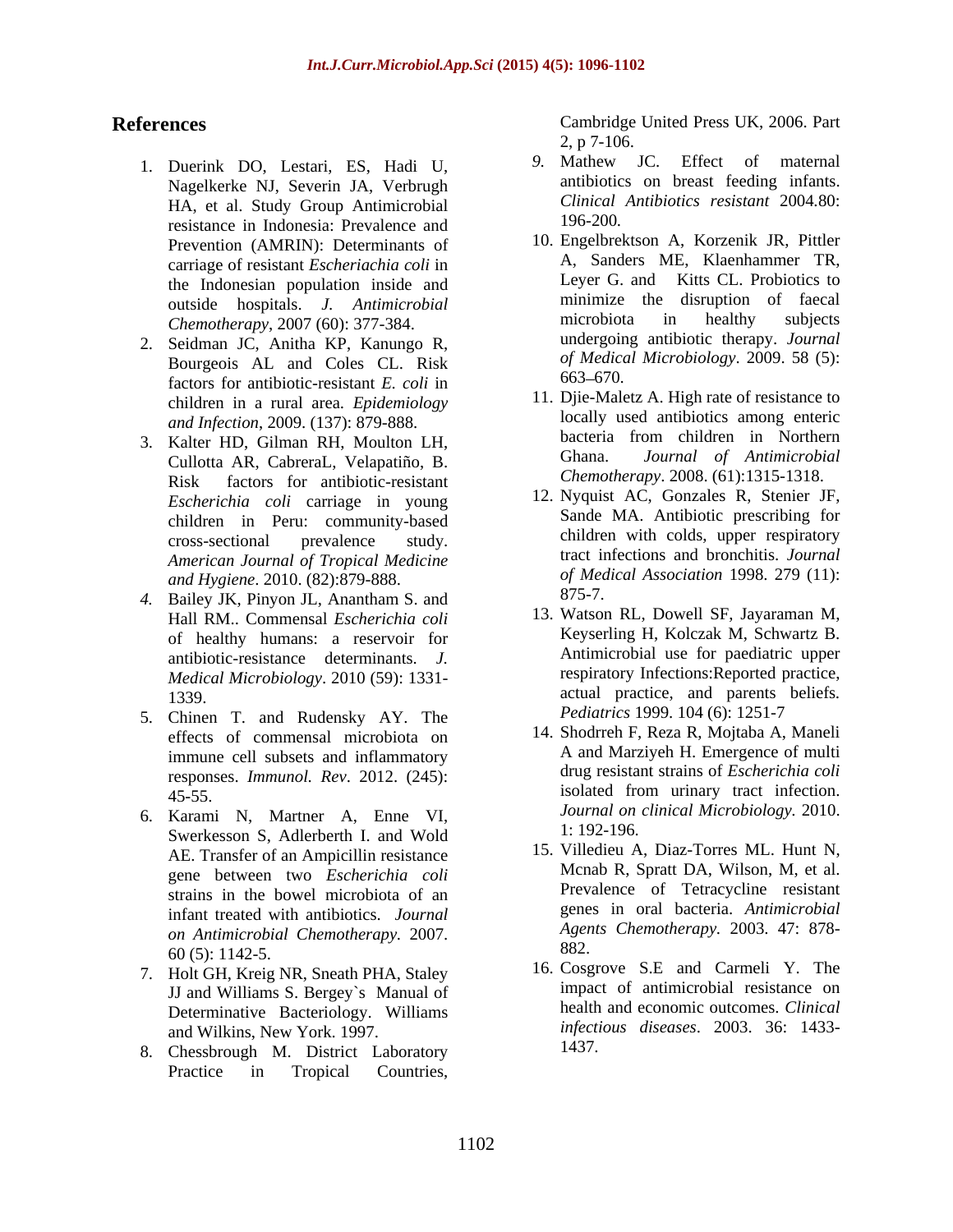## References

1. Duerink DO, Lestari, ES, Hadi U, Nagelkerke NJ, Severin JA, Verbrugh HA, et al. Study Group Antimicrobial resistance in Indonesia: Prevalence and Prevention (AMRIN): Determinants of carriage of resistant *Escheriachia coli* in the Indonesian population inside and outside hospitals. *J. Antimicrobial Chemotherapy*, 2007 (60): 377-384.
2. Seidman JC, Anitha KP, Kanungo R, Bourgeois AL and Coles CL. Risk factors for antibiotic-resistant *E. coli* in children in a rural area. *Epidemiology and Infection*, 2009. (137): 879-888.
3. Kalter HD, Gilman RH, Moulton LH, Cullotta AR, CabreraL, Velapatiño, B. Risk factors for antibiotic-resistant *Escherichia coli* carriage in young children in Peru: community-based cross-sectional prevalence study. *American Journal of Tropical Medicine and Hygiene*. 2010. (82):879-888.
4. Bailey JK, Pinyon JL, Anantham S. and Hall RM.. Commensal *Escherichia coli* of healthy humans: a reservoir for antibiotic-resistance determinants. *J. Medical Microbiology*. 2010 (59): 1331-1339.
5. Chinen T. and Rudensky AY. The effects of commensal microbiota on immune cell subsets and inflammatory responses. *Immunol. Rev*. 2012. (245): 45-55.
6. Karami N, Martner A, Enne VI, Swerkesson S, Adlerberth I. and Wold AE. Transfer of an Ampicillin resistance gene between two *Escherichia coli* strains in the bowel microbiota of an infant treated with antibiotics. *Journal on Antimicrobial Chemotherapy*. 2007. 60 (5): 1142-5.
7. Holt GH, Kreig NR, Sneath PHA, Staley JJ and Williams S. Bergey`s Manual of Determinative Bacteriology. Williams and Wilkins, New York. 1997.
8. Chessbrough M. District Laboratory Practice in Tropical Countries, Cambridge United Press UK, 2006. Part 2, p 7-106.
9. Mathew JC. Effect of maternal antibiotics on breast feeding infants. *Clinical Antibiotics resistant* 2004.80: 196-200.
10. Engelbrektson A, Korzenik JR, Pittler A, Sanders ME, Klaenhammer TR, Leyer G. and Kitts CL. Probiotics to minimize the disruption of faecal microbiota in healthy subjects undergoing antibiotic therapy. *Journal of Medical Microbiology*. 2009. 58 (5): 663–670.
11. Djie-Maletz A. High rate of resistance to locally used antibiotics among enteric bacteria from children in Northern Ghana. *Journal of Antimicrobial Chemotherapy*. 2008. (61):1315-1318.
12. Nyquist AC, Gonzales R, Stenier JF, Sande MA. Antibiotic prescribing for children with colds, upper respiratory tract infections and bronchitis. *Journal of Medical Association* 1998. 279 (11): 875-7.
13. Watson RL, Dowell SF, Jayaraman M, Keyserling H, Kolczak M, Schwartz B. Antimicrobial use for paediatric upper respiratory Infections:Reported practice, actual practice, and parents beliefs. *Pediatrics* 1999. 104 (6): 1251-7
14. Shodrreh F, Reza R, Mojtaba A, Maneli A and Marziyeh H. Emergence of multi drug resistant strains of *Escherichia coli* isolated from urinary tract infection. *Journal on clinical Microbiology*. 2010. 1: 192-196.
15. Villedieu A, Diaz-Torres ML. Hunt N, Mcnab R, Spratt DA, Wilson, M, et al. Prevalence of Tetracycline resistant genes in oral bacteria. *Antimicrobial Agents Chemotherapy*. 2003. 47: 878-882.
16. Cosgrove S.E and Carmeli Y. The impact of antimicrobial resistance on health and economic outcomes. *Clinical infectious diseases*. 2003. 36: 1433-1437.